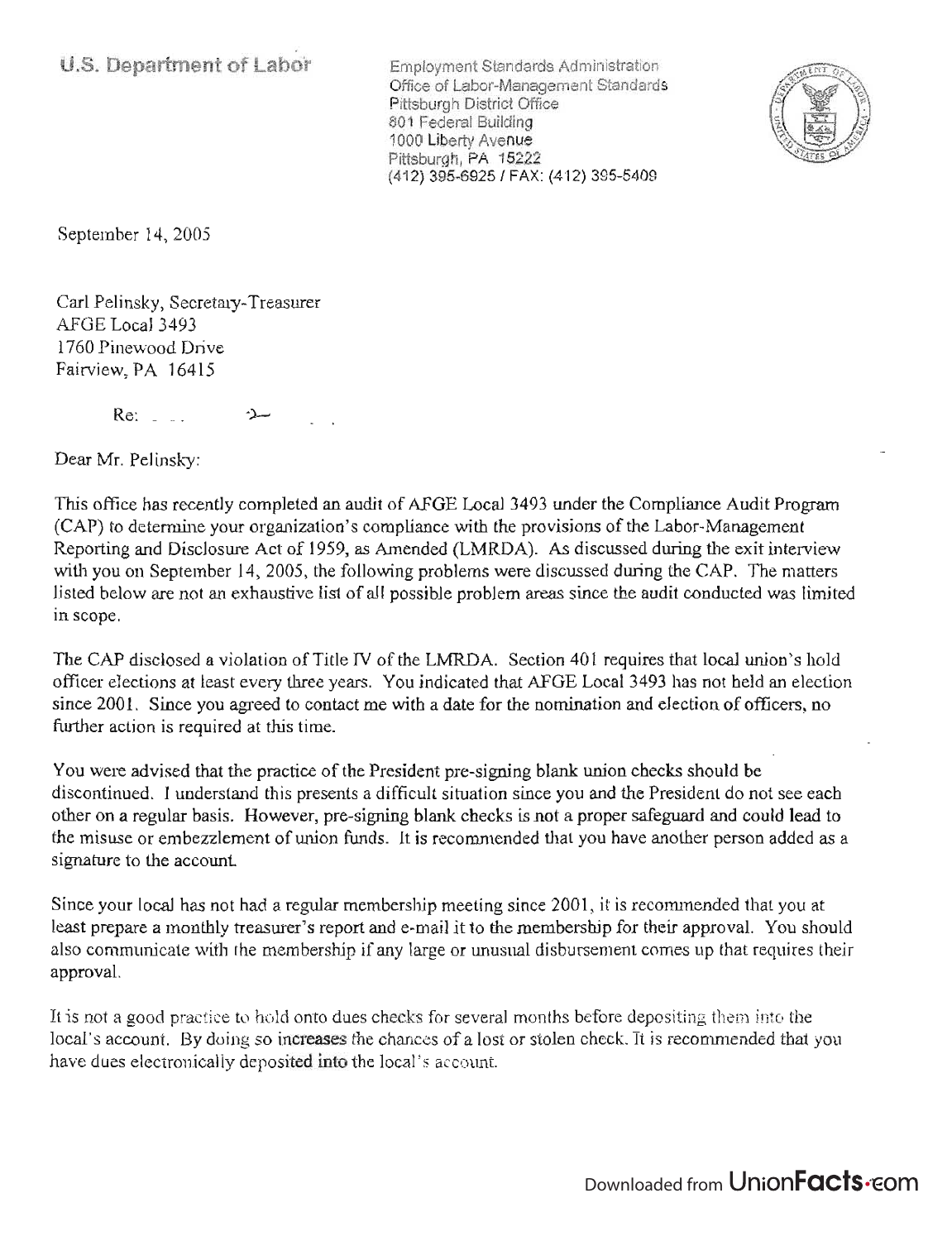**U.S. Department of Labor**

Employment Standards Administration
Office of Labor-Management Standards
Pittsburgh District Office
801 Federal Building
1000 Liberty Avenue
Pittsburgh, PA 15222
(412) 395-6925 / FAX: (412) 395-5409

September 14, 2005

Carl Pelinsky, Secretary-Treasurer
AFGE Local 3493
1760 Pinewood Drive
Fairview, PA 16415

Re:

Dear Mr. Pelinsky:

This office has recently completed an audit of AFGE Local 3493 under the Compliance Audit Program (CAP) to determine your organization's compliance with the provisions of the Labor-Management Reporting and Disclosure Act of 1959, as Amended (LMRDA). As discussed during the exit interview with you on September 14, 2005, the following problems were discussed during the CAP. The matters listed below are not an exhaustive list of all possible problem areas since the audit conducted was limited in scope.

The CAP disclosed a violation of Title IV of the LMRDA. Section 401 requires that local union's hold officer elections at least every three years. You indicated that AFGE Local 3493 has not held an election since 2001. Since you agreed to contact me with a date for the nomination and election of officers, no further action is required at this time.

You were advised that the practice of the President pre-signing blank union checks should be discontinued. I understand this presents a difficult situation since you and the President do not see each other on a regular basis. However, pre-signing blank checks is not a proper safeguard and could lead to the misuse or embezzlement of union funds. It is recommended that you have another person added as a signature to the account.

Since your local has not had a regular membership meeting since 2001, it is recommended that you at least prepare a monthly treasurer's report and e-mail it to the membership for their approval. You should also communicate with the membership if any large or unusual disbursement comes up that requires their approval.

It is not a good practice to hold onto dues checks for several months before depositing them into the local's account. By doing so increases the chances of a lost or stolen check. It is recommended that you have dues electronically deposited into the local's account.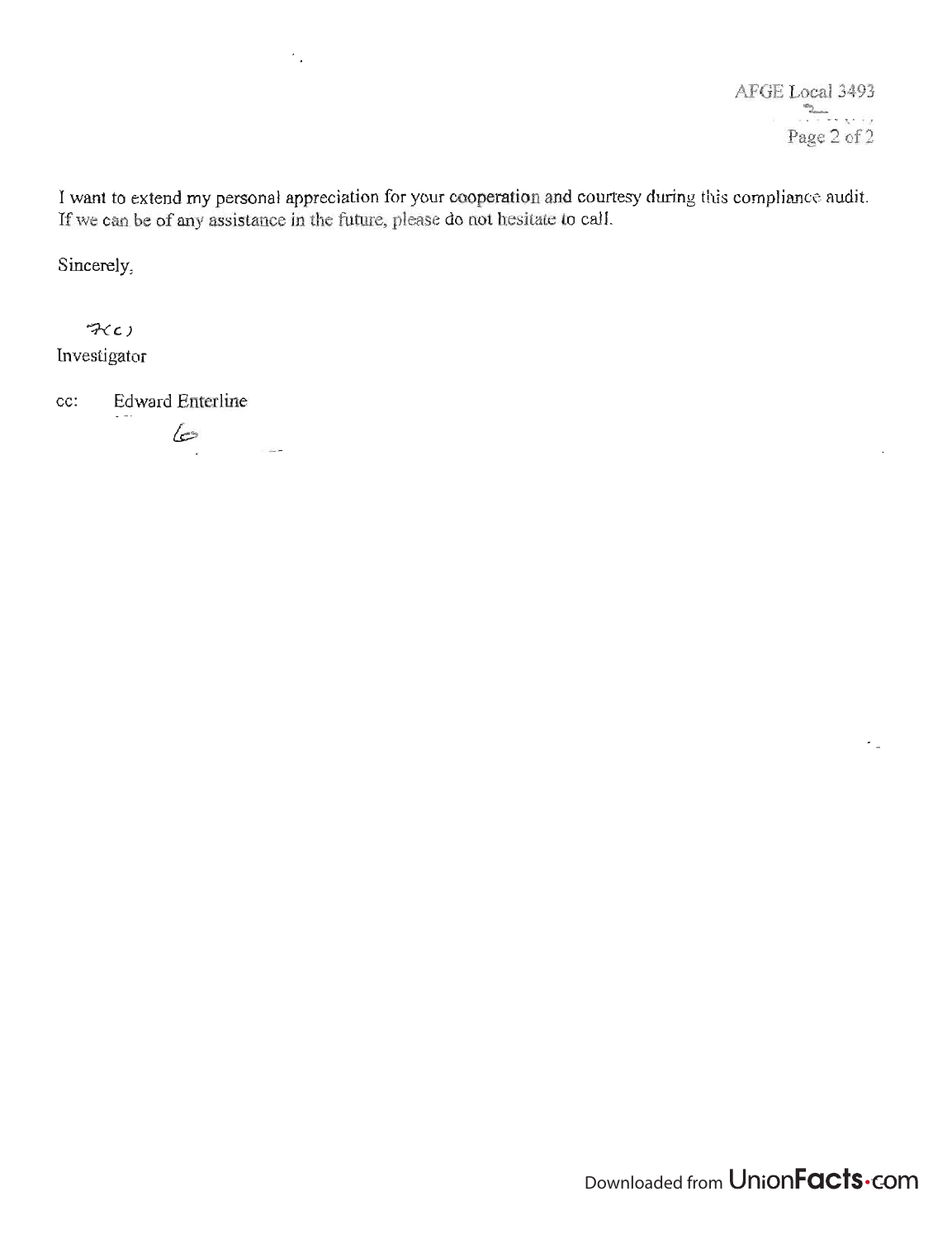I want to extend my personal appreciation for your cooperation and courtesy during this compliance audit. If we can be of any assistance in the future, please do not hesitate to call.

Sincerely,

7(c)

Investigator

cc: Edward Enterline